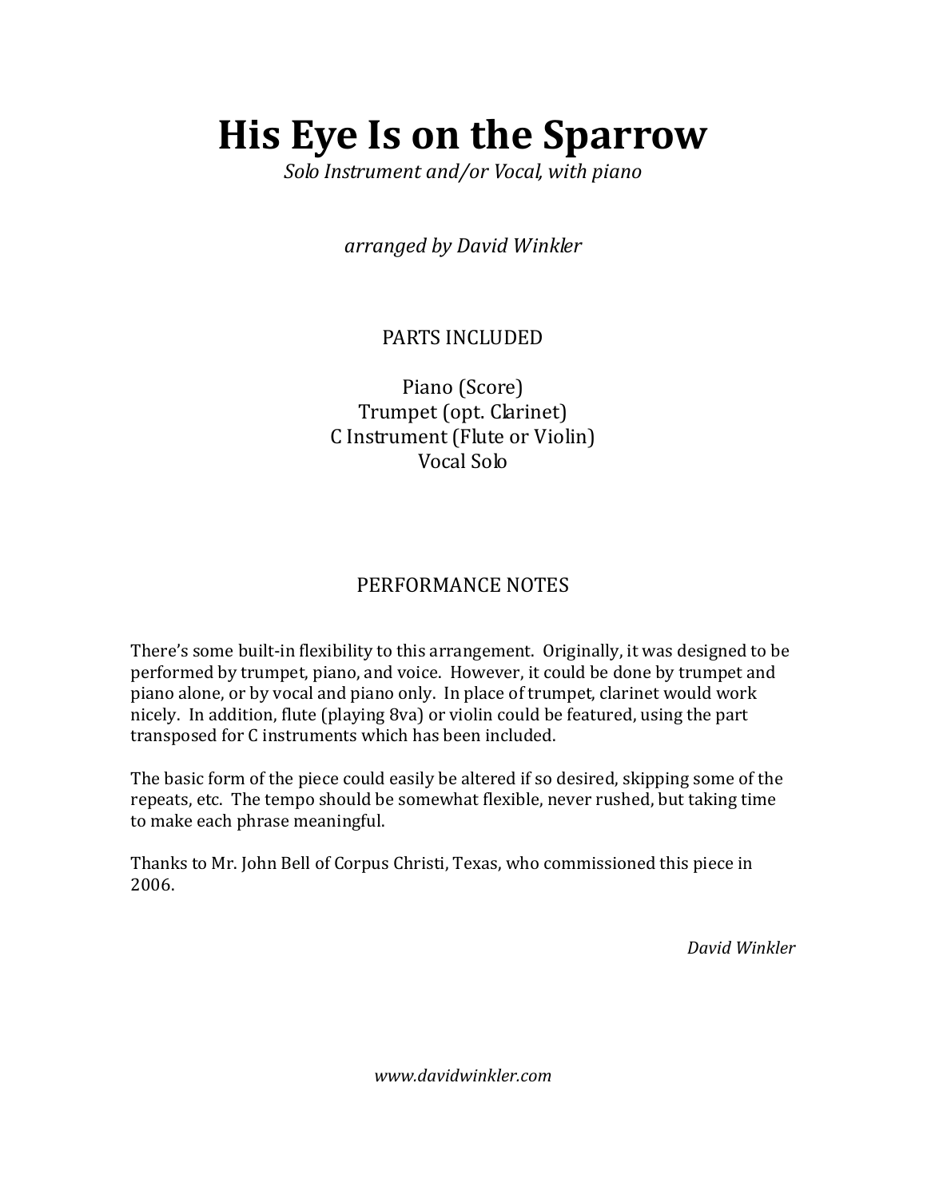# His Eye Is on the Sparrow

*Solo Instrument and/or Vocal, with piano*

*arranged by David Winkler*

## PARTS INCLUDED

Piano (Score)
Trumpet (opt. Clarinet)
C Instrument (Flute or Violin)
Vocal Solo

## PERFORMANCE NOTES

There's some built-in flexibility to this arrangement. Originally, it was designed to be performed by trumpet, piano, and voice. However, it could be done by trumpet and piano alone, or by vocal and piano only. In place of trumpet, clarinet would work nicely. In addition, flute (playing 8va) or violin could be featured, using the part transposed for C instruments which has been included.

The basic form of the piece could easily be altered if so desired, skipping some of the repeats, etc. The tempo should be somewhat flexible, never rushed, but taking time to make each phrase meaningful.

Thanks to Mr. John Bell of Corpus Christi, Texas, who commissioned this piece in 2006.

*David Winkler*

*www.davidwinkler.com*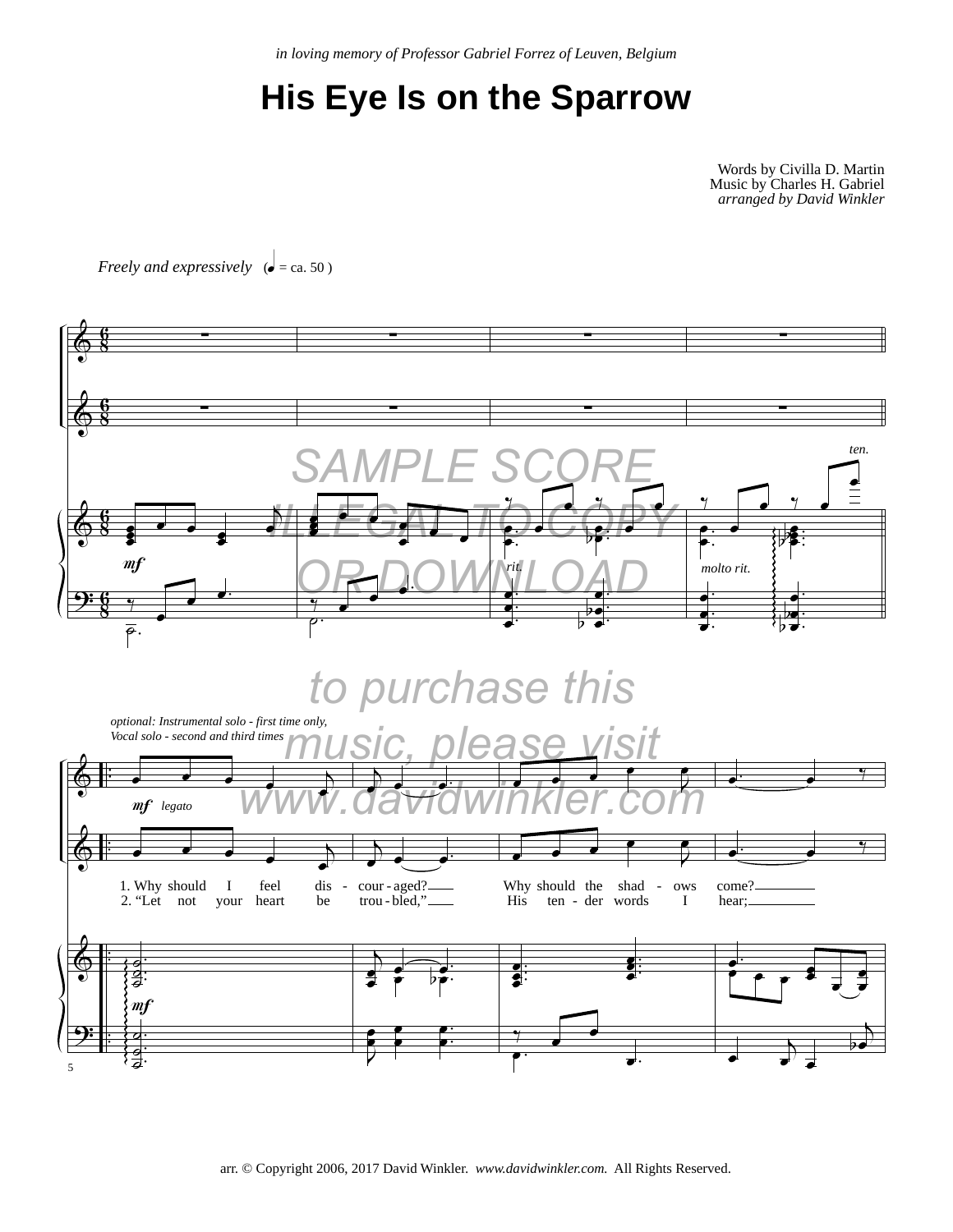*in loving memory of Professor Gabriel Forrez of Leuven, Belgium*

# His Eye Is on the Sparrow

Words by Civilla D. Martin
Music by Charles H. Gabriel
*arranged by David Winkler*

*Freely and expressively* (♩. = ca. 50 )

SAMPLE SCORE
ILLEGAL TO COPY
OR DOWNLOAD

to purchase this
music, please visit
www.davidwinkler.com

*optional: Instrumental solo - first time only,*
*Vocal solo - second and third times*

1. Why should I feel dis - cour - aged? Why should the shad - ows come?
2. "Let not your heart be trou - bled," His ten - der words I hear;

arr. © Copyright 2006, 2017 David Winkler. *www.davidwinkler.com.* All Rights Reserved.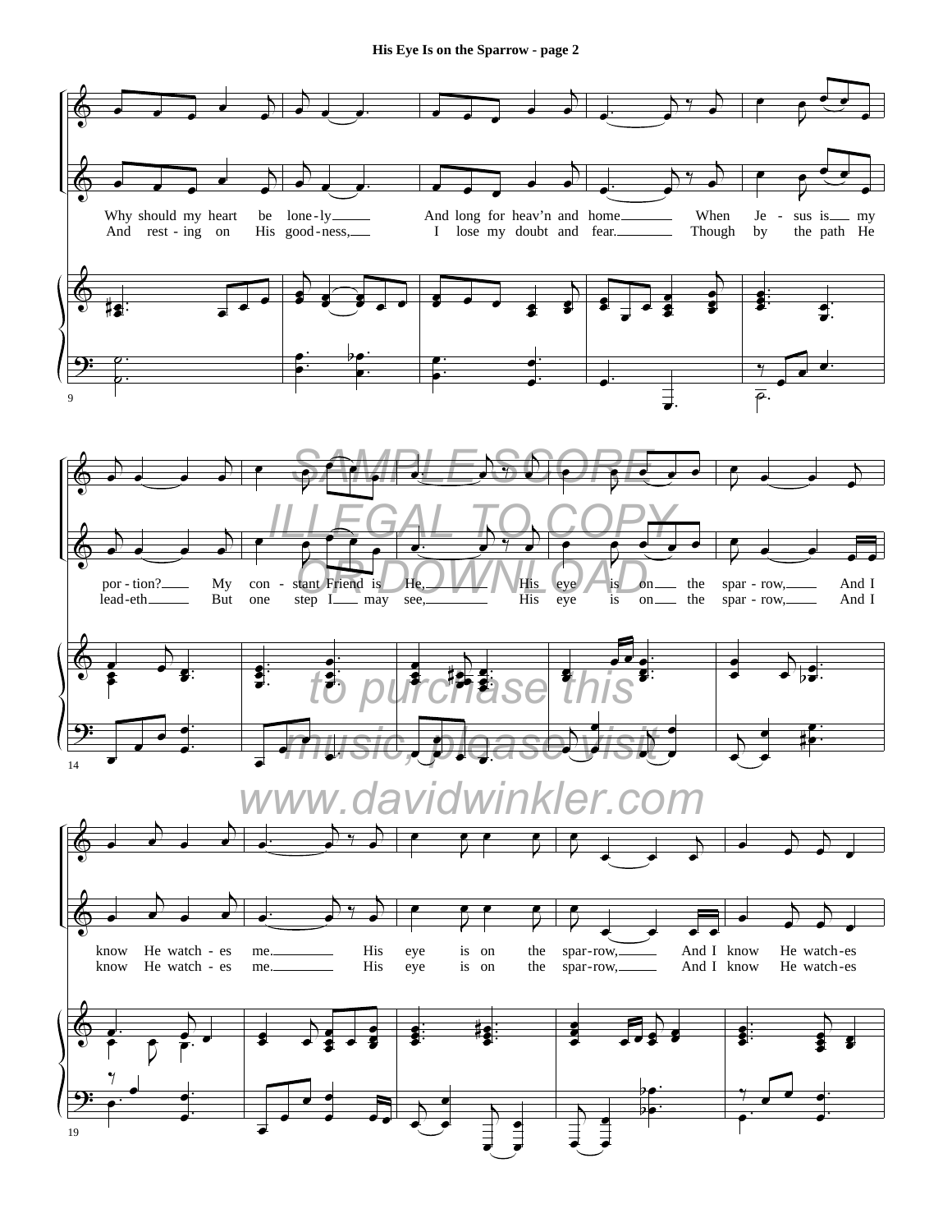Why should my heart be lone-ly
And long for heav'n and home
When Je-sus is my
And rest-ing on His good-ness,
I lose my doubt and fear.
Though by the path He

por-tion? My con-stant Friend is He,
His eye is on the spar-row, And I
lead-eth But one step I may see,
His eye is on the spar-row, And I

know He watch-es me.
His eye is on the spar-row, And I know He watch-es
know He watch-es me.
His eye is on the spar-row, And I know He watch-es

SAMPLE SCORE ILLEGAL TO COPY OR DOWNLOAD

to purchase this music, please visit www.davidwinkler.com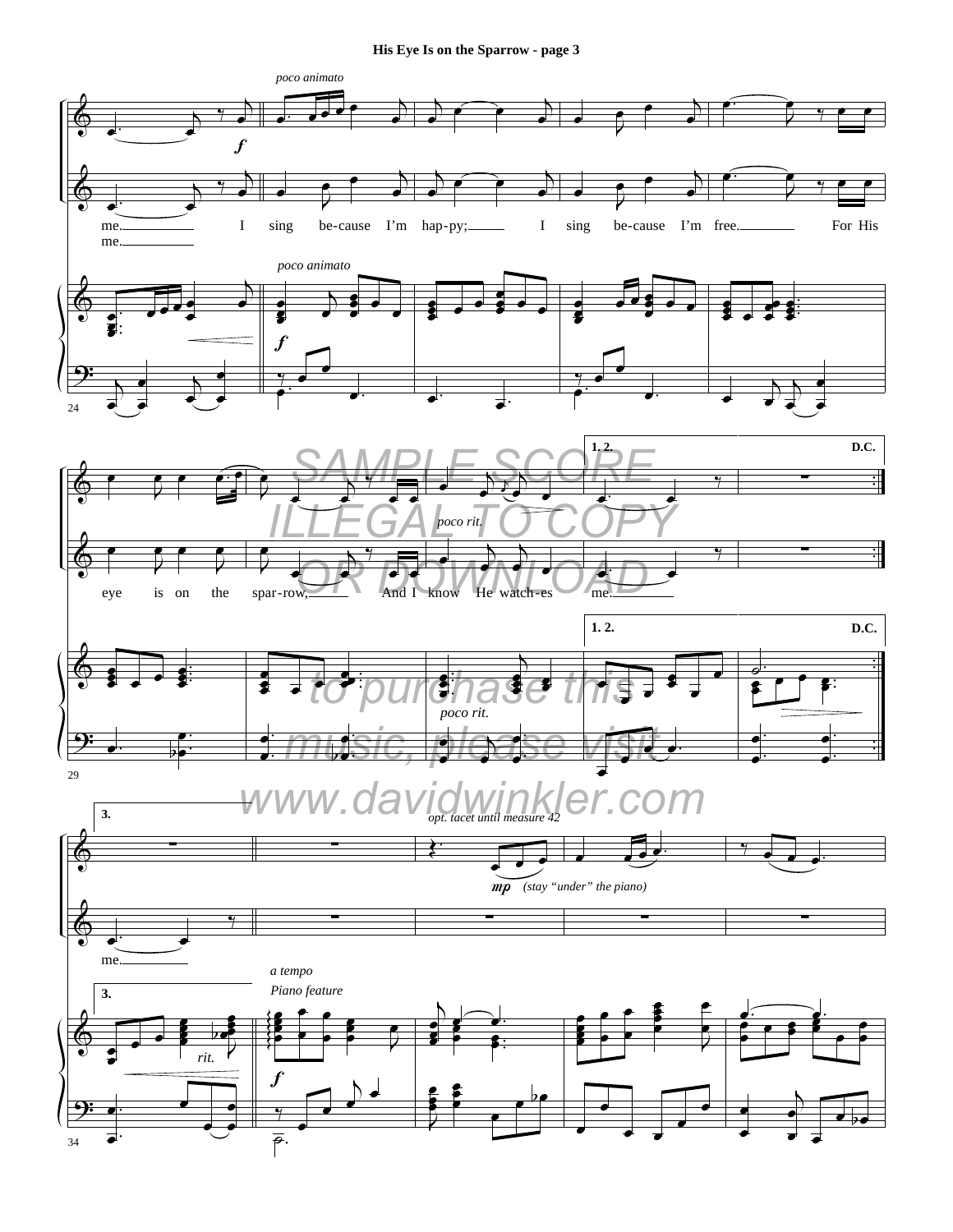**His Eye Is on the Sparrow - page 3**

*poco animato*

me. I sing be-cause I'm hap-py; I sing be-cause I'm free. For His

me.

*poco animato*

*f*

eye is on the spar-row, And I know He watch-es me.

*poco rit.*

1. 2. D.C.

SAMPLE SCORE ILLEGAL TO COPY OR DOWNLOAD

to purchase this music, please visit www.davidwinkler.com

3.

*opt. tacet until measure 42*

*mp* (stay "under" the piano)

me.

*a tempo*

*Piano feature*

*rit.*

*f*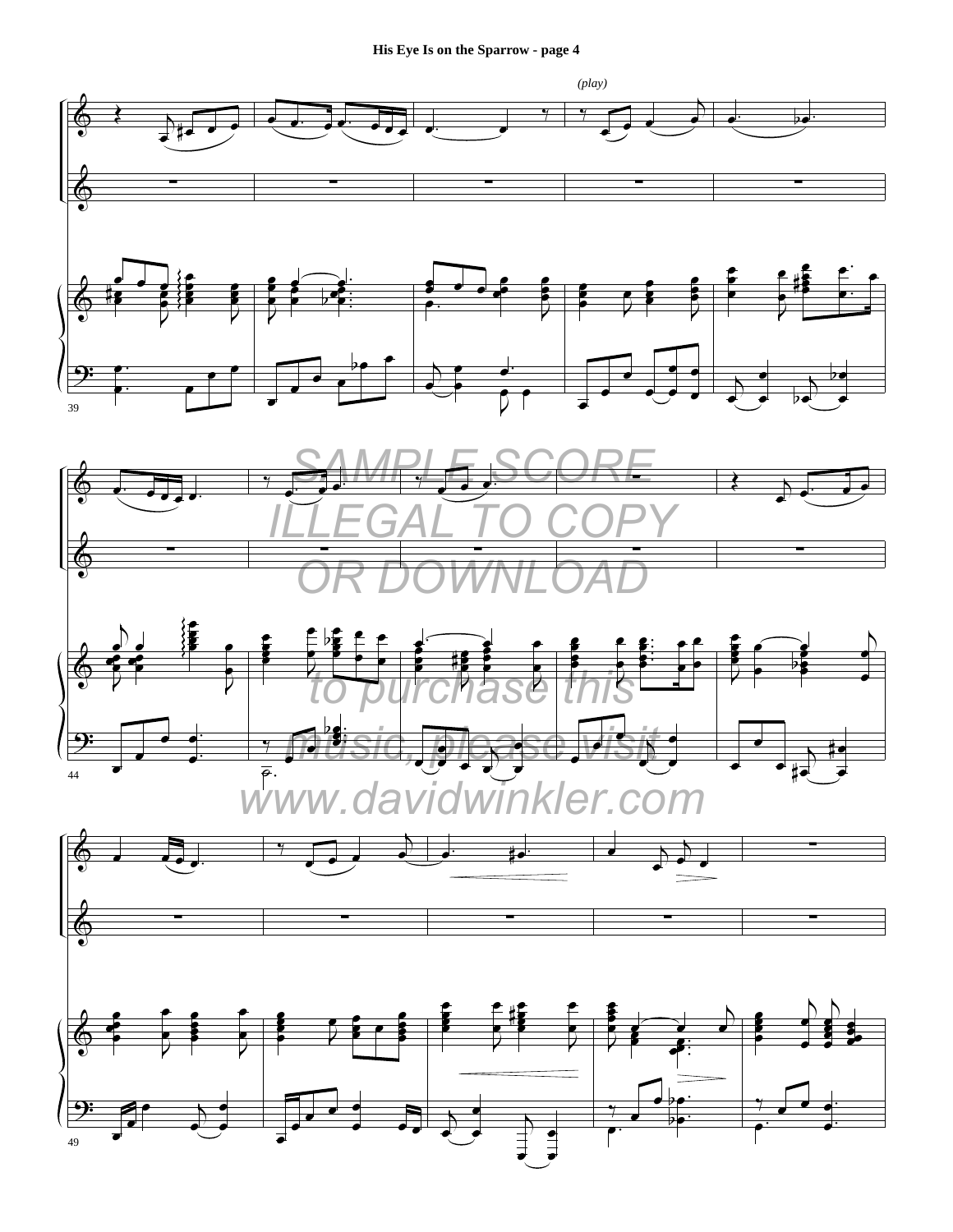## His Eye Is on the Sparrow - page 4

*(play)*

SAMPLE SCORE
ILLEGAL TO COPY
OR DOWNLOAD

to purchase this
music, please visit
www.davidwinkler.com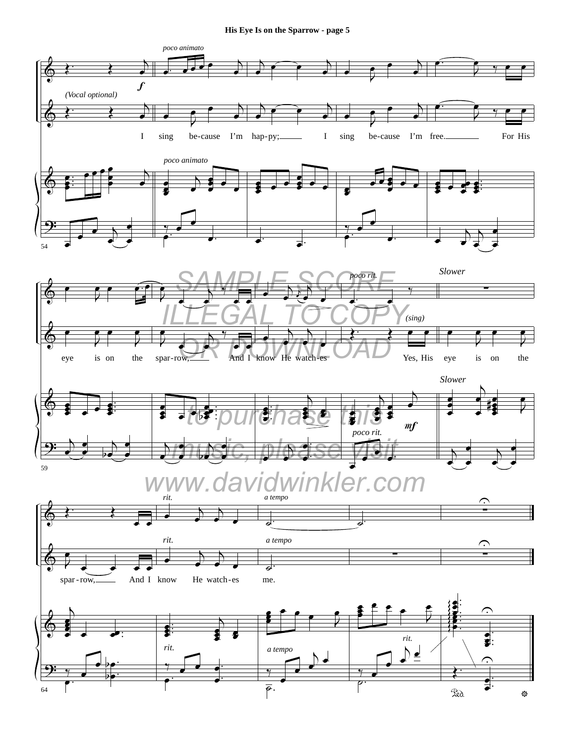poco animato

*f*

(Vocal optional)

I sing be-cause I'm hap-py; I sing be-cause I'm free. For His

poco animato

54

eye is on the spar-row, And I know He watch-es Yes, His eye is on the

poco rit.

Slower

(sing)

*mf*

59

SAMPLE SCORE
ILLEGAL TO COPY
OR DOWNLOAD

to purchase this
music, please visit
www.davidwinkler.com

rit.

a tempo

spar-row, And I know He watch-es me.

64